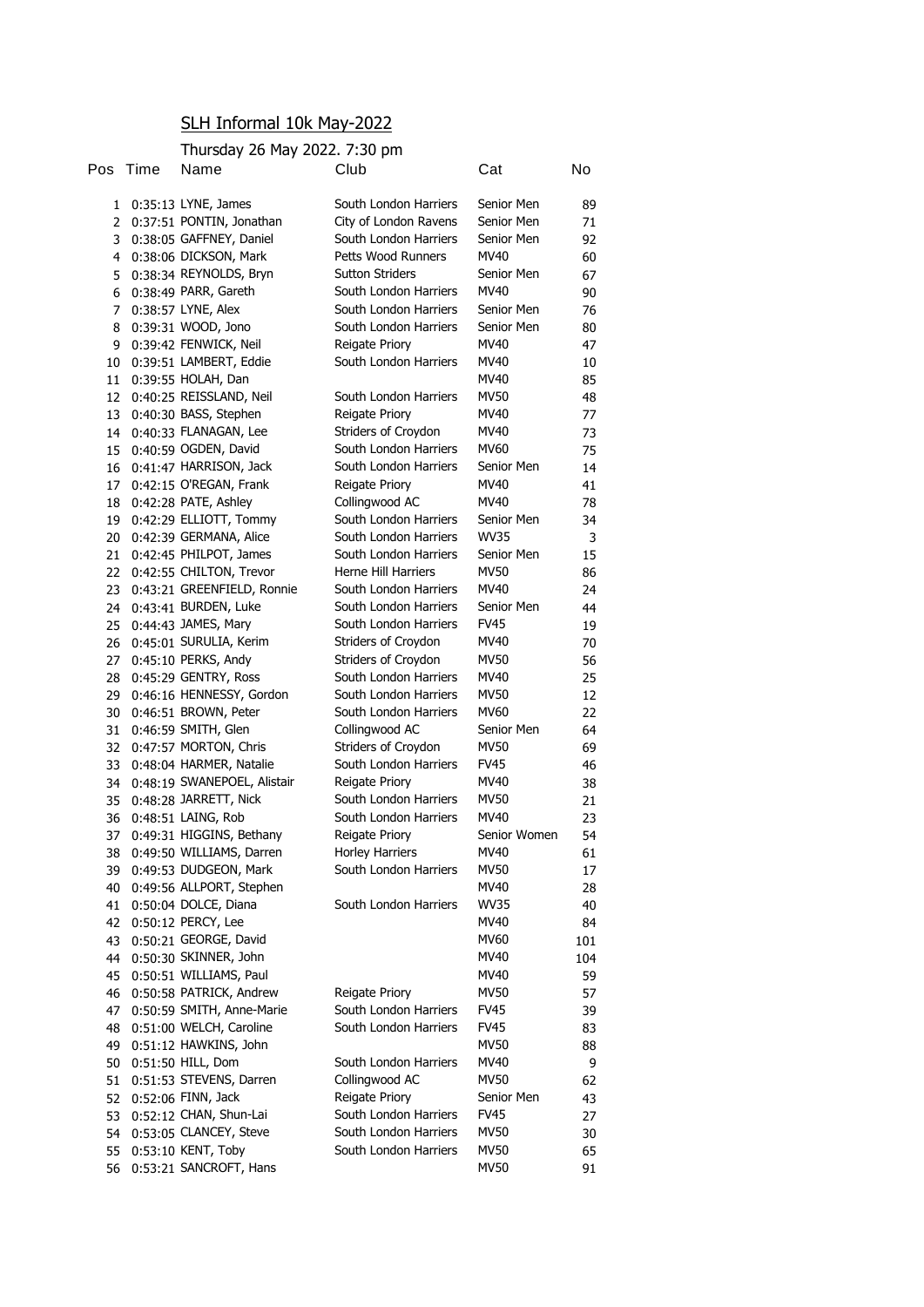# SLH Informal 10k May-2022

Thursday 26 May 2022. 7:30 pm

| Pos | Time | Name | Club | Cat | No |
|---|---|---|---|---|---|
| 1 | 0:35:13 | LYNE, James | South London Harriers | Senior Men | 89 |
| 2 | 0:37:51 | PONTIN, Jonathan | City of London Ravens | Senior Men | 71 |
| 3 | 0:38:05 | GAFFNEY, Daniel | South London Harriers | Senior Men | 92 |
| 4 | 0:38:06 | DICKSON, Mark | Petts Wood Runners | MV40 | 60 |
| 5 | 0:38:34 | REYNOLDS, Bryn | Sutton Striders | Senior Men | 67 |
| 6 | 0:38:49 | PARR, Gareth | South London Harriers | MV40 | 90 |
| 7 | 0:38:57 | LYNE, Alex | South London Harriers | Senior Men | 76 |
| 8 | 0:39:31 | WOOD, Jono | South London Harriers | Senior Men | 80 |
| 9 | 0:39:42 | FENWICK, Neil | Reigate Priory | MV40 | 47 |
| 10 | 0:39:51 | LAMBERT, Eddie | South London Harriers | MV40 | 10 |
| 11 | 0:39:55 | HOLAH, Dan | | MV40 | 85 |
| 12 | 0:40:25 | REISSLAND, Neil | South London Harriers | MV50 | 48 |
| 13 | 0:40:30 | BASS, Stephen | Reigate Priory | MV40 | 77 |
| 14 | 0:40:33 | FLANAGAN, Lee | Striders of Croydon | MV40 | 73 |
| 15 | 0:40:59 | OGDEN, David | South London Harriers | MV60 | 75 |
| 16 | 0:41:47 | HARRISON, Jack | South London Harriers | Senior Men | 14 |
| 17 | 0:42:15 | O'REGAN, Frank | Reigate Priory | MV40 | 41 |
| 18 | 0:42:28 | PATE, Ashley | Collingwood AC | MV40 | 78 |
| 19 | 0:42:29 | ELLIOTT, Tommy | South London Harriers | Senior Men | 34 |
| 20 | 0:42:39 | GERMANA, Alice | South London Harriers | WV35 | 3 |
| 21 | 0:42:45 | PHILPOT, James | South London Harriers | Senior Men | 15 |
| 22 | 0:42:55 | CHILTON, Trevor | Herne Hill Harriers | MV50 | 86 |
| 23 | 0:43:21 | GREENFIELD, Ronnie | South London Harriers | MV40 | 24 |
| 24 | 0:43:41 | BURDEN, Luke | South London Harriers | Senior Men | 44 |
| 25 | 0:44:43 | JAMES, Mary | South London Harriers | FV45 | 19 |
| 26 | 0:45:01 | SURULIA, Kerim | Striders of Croydon | MV40 | 70 |
| 27 | 0:45:10 | PERKS, Andy | Striders of Croydon | MV50 | 56 |
| 28 | 0:45:29 | GENTRY, Ross | South London Harriers | MV40 | 25 |
| 29 | 0:46:16 | HENNESSY, Gordon | South London Harriers | MV50 | 12 |
| 30 | 0:46:51 | BROWN, Peter | South London Harriers | MV60 | 22 |
| 31 | 0:46:59 | SMITH, Glen | Collingwood AC | Senior Men | 64 |
| 32 | 0:47:57 | MORTON, Chris | Striders of Croydon | MV50 | 69 |
| 33 | 0:48:04 | HARMER, Natalie | South London Harriers | FV45 | 46 |
| 34 | 0:48:19 | SWANEPOEL, Alistair | Reigate Priory | MV40 | 38 |
| 35 | 0:48:28 | JARRETT, Nick | South London Harriers | MV50 | 21 |
| 36 | 0:48:51 | LAING, Rob | South London Harriers | MV40 | 23 |
| 37 | 0:49:31 | HIGGINS, Bethany | Reigate Priory | Senior Women | 54 |
| 38 | 0:49:50 | WILLIAMS, Darren | Horley Harriers | MV40 | 61 |
| 39 | 0:49:53 | DUDGEON, Mark | South London Harriers | MV50 | 17 |
| 40 | 0:49:56 | ALLPORT, Stephen | | MV40 | 28 |
| 41 | 0:50:04 | DOLCE, Diana | South London Harriers | WV35 | 40 |
| 42 | 0:50:12 | PERCY, Lee | | MV40 | 84 |
| 43 | 0:50:21 | GEORGE, David | | MV60 | 101 |
| 44 | 0:50:30 | SKINNER, John | | MV40 | 104 |
| 45 | 0:50:51 | WILLIAMS, Paul | | MV40 | 59 |
| 46 | 0:50:58 | PATRICK, Andrew | Reigate Priory | MV50 | 57 |
| 47 | 0:50:59 | SMITH, Anne-Marie | South London Harriers | FV45 | 39 |
| 48 | 0:51:00 | WELCH, Caroline | South London Harriers | FV45 | 83 |
| 49 | 0:51:12 | HAWKINS, John | | MV50 | 88 |
| 50 | 0:51:50 | HILL, Dom | South London Harriers | MV40 | 9 |
| 51 | 0:51:53 | STEVENS, Darren | Collingwood AC | MV50 | 62 |
| 52 | 0:52:06 | FINN, Jack | Reigate Priory | Senior Men | 43 |
| 53 | 0:52:12 | CHAN, Shun-Lai | South London Harriers | FV45 | 27 |
| 54 | 0:53:05 | CLANCEY, Steve | South London Harriers | MV50 | 30 |
| 55 | 0:53:10 | KENT, Toby | South London Harriers | MV50 | 65 |
| 56 | 0:53:21 | SANCROFT, Hans | | MV50 | 91 |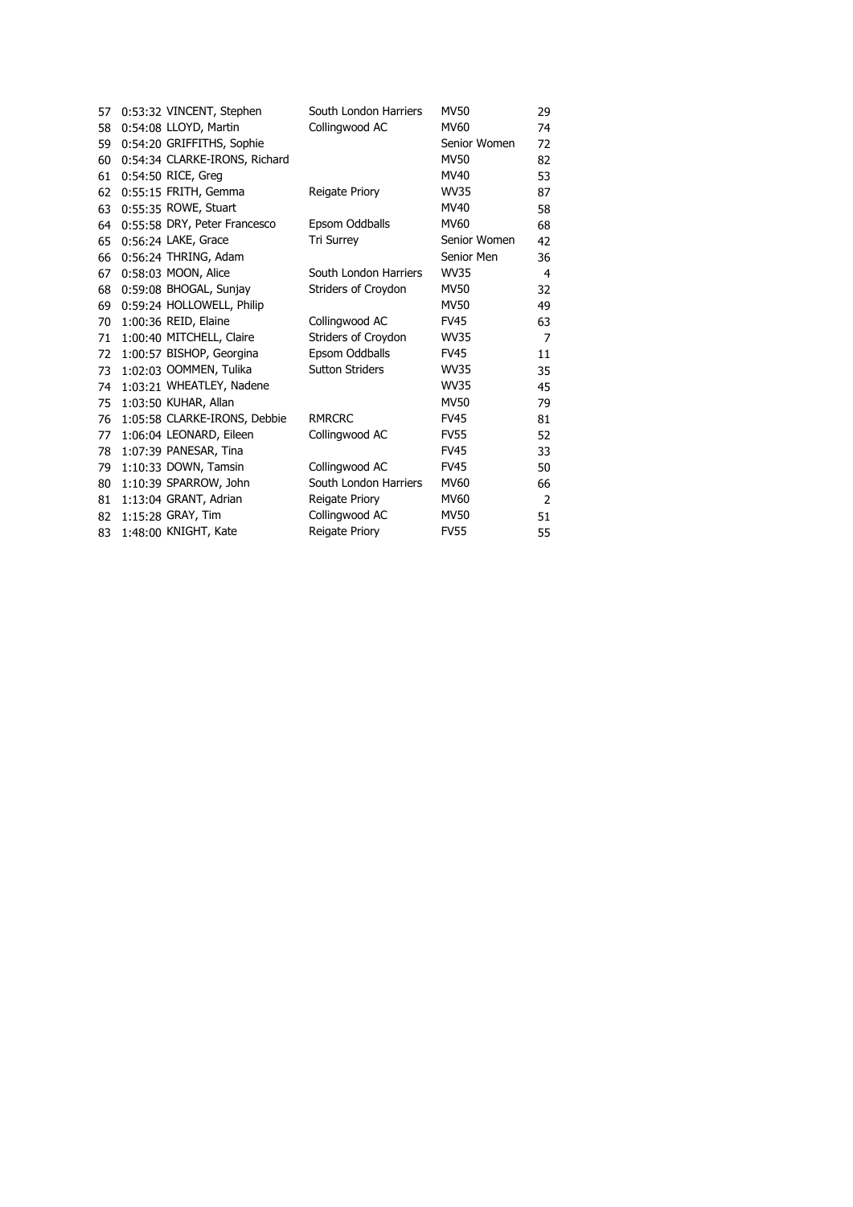| | | | | | |
|---|---|---|---|---|---|
| 57 | 0:53:32 | VINCENT, Stephen | South London Harriers | MV50 | 29 |
| 58 | 0:54:08 | LLOYD, Martin | Collingwood AC | MV60 | 74 |
| 59 | 0:54:20 | GRIFFITHS, Sophie | | Senior Women | 72 |
| 60 | 0:54:34 | CLARKE-IRONS, Richard | | MV50 | 82 |
| 61 | 0:54:50 | RICE, Greg | | MV40 | 53 |
| 62 | 0:55:15 | FRITH, Gemma | Reigate Priory | WV35 | 87 |
| 63 | 0:55:35 | ROWE, Stuart | | MV40 | 58 |
| 64 | 0:55:58 | DRY, Peter Francesco | Epsom Oddballs | MV60 | 68 |
| 65 | 0:56:24 | LAKE, Grace | Tri Surrey | Senior Women | 42 |
| 66 | 0:56:24 | THRING, Adam | | Senior Men | 36 |
| 67 | 0:58:03 | MOON, Alice | South London Harriers | WV35 | 4 |
| 68 | 0:59:08 | BHOGAL, Sunjay | Striders of Croydon | MV50 | 32 |
| 69 | 0:59:24 | HOLLOWELL, Philip | | MV50 | 49 |
| 70 | 1:00:36 | REID, Elaine | Collingwood AC | FV45 | 63 |
| 71 | 1:00:40 | MITCHELL, Claire | Striders of Croydon | WV35 | 7 |
| 72 | 1:00:57 | BISHOP, Georgina | Epsom Oddballs | FV45 | 11 |
| 73 | 1:02:03 | OOMMEN, Tulika | Sutton Striders | WV35 | 35 |
| 74 | 1:03:21 | WHEATLEY, Nadene | | WV35 | 45 |
| 75 | 1:03:50 | KUHAR, Allan | | MV50 | 79 |
| 76 | 1:05:58 | CLARKE-IRONS, Debbie | RMRCRC | FV45 | 81 |
| 77 | 1:06:04 | LEONARD, Eileen | Collingwood AC | FV55 | 52 |
| 78 | 1:07:39 | PANESAR, Tina | | FV45 | 33 |
| 79 | 1:10:33 | DOWN, Tamsin | Collingwood AC | FV45 | 50 |
| 80 | 1:10:39 | SPARROW, John | South London Harriers | MV60 | 66 |
| 81 | 1:13:04 | GRANT, Adrian | Reigate Priory | MV60 | 2 |
| 82 | 1:15:28 | GRAY, Tim | Collingwood AC | MV50 | 51 |
| 83 | 1:48:00 | KNIGHT, Kate | Reigate Priory | FV55 | 55 |